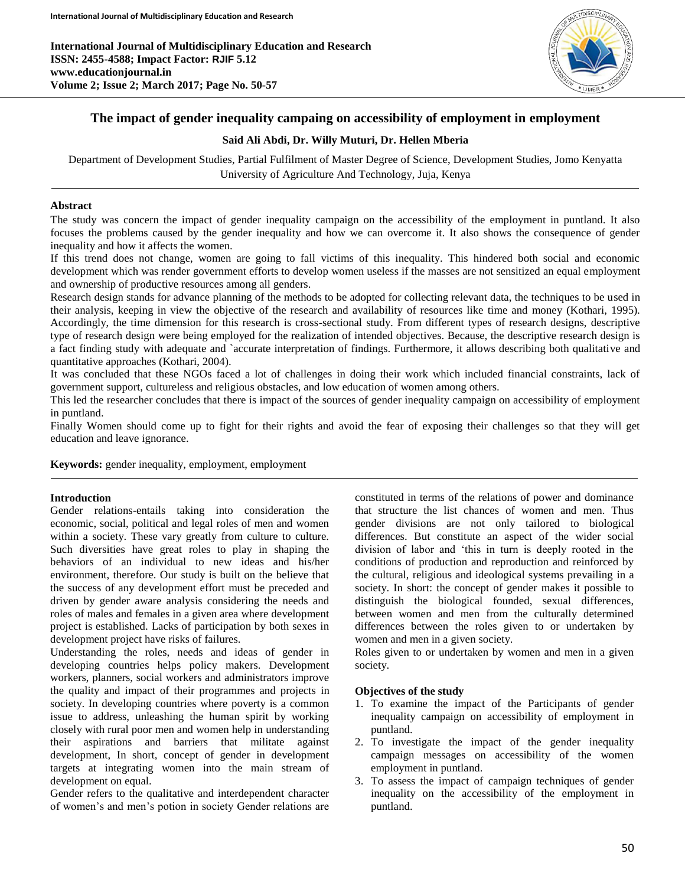# The impact of gender inequality campaing on accessibility of employment in employment

**Said Ali Abdi, Dr. Willy Muturi, Dr. Hellen Mberia**

Department of Development Studies, Partial Fulfilment of Master Degree of Science, Development Studies, Jomo Kenyatta University of Agriculture And Technology, Juja, Kenya

## Abstract

The study was concern the impact of gender inequality campaign on the accessibility of the employment in puntland. It also focuses the problems caused by the gender inequality and how we can overcome it. It also shows the consequence of gender inequality and how it affects the women.

If this trend does not change, women are going to fall victims of this inequality. This hindered both social and economic development which was render government efforts to develop women useless if the masses are not sensitized an equal employment and ownership of productive resources among all genders.

Research design stands for advance planning of the methods to be adopted for collecting relevant data, the techniques to be used in their analysis, keeping in view the objective of the research and availability of resources like time and money (Kothari, 1995). Accordingly, the time dimension for this research is cross-sectional study. From different types of research designs, descriptive type of research design were being employed for the realization of intended objectives. Because, the descriptive research design is a fact finding study with adequate and `accurate interpretation of findings. Furthermore, it allows describing both qualitative and quantitative approaches (Kothari, 2004).

It was concluded that these NGOs faced a lot of challenges in doing their work which included financial constraints, lack of government support, cultureless and religious obstacles, and low education of women among others.

This led the researcher concludes that there is impact of the sources of gender inequality campaign on accessibility of employment in puntland.

Finally Women should come up to fight for their rights and avoid the fear of exposing their challenges so that they will get education and leave ignorance.

**Keywords:** gender inequality, employment, employment

## Introduction

Gender relations-entails taking into consideration the economic, social, political and legal roles of men and women within a society. These vary greatly from culture to culture. Such diversities have great roles to play in shaping the behaviors of an individual to new ideas and his/her environment, therefore. Our study is built on the believe that the success of any development effort must be preceded and driven by gender aware analysis considering the needs and roles of males and females in a given area where development project is established. Lacks of participation by both sexes in development project have risks of failures.

Understanding the roles, needs and ideas of gender in developing countries helps policy makers. Development workers, planners, social workers and administrators improve the quality and impact of their programmes and projects in society. In developing countries where poverty is a common issue to address, unleashing the human spirit by working closely with rural poor men and women help in understanding their aspirations and barriers that militate against development, In short, concept of gender in development targets at integrating women into the main stream of development on equal.

Gender refers to the qualitative and interdependent character of women's and men's potion in society Gender relations are constituted in terms of the relations of power and dominance that structure the list chances of women and men. Thus gender divisions are not only tailored to biological differences. But constitute an aspect of the wider social division of labor and 'this in turn is deeply rooted in the conditions of production and reproduction and reinforced by the cultural, religious and ideological systems prevailing in a society. In short: the concept of gender makes it possible to distinguish the biological founded, sexual differences, between women and men from the culturally determined differences between the roles given to or undertaken by women and men in a given society.

Roles given to or undertaken by women and men in a given society.

### Objectives of the study

1. To examine the impact of the Participants of gender inequality campaign on accessibility of employment in puntland.
2. To investigate the impact of the gender inequality campaign messages on accessibility of the women employment in puntland.
3. To assess the impact of campaign techniques of gender inequality on the accessibility of the employment in puntland.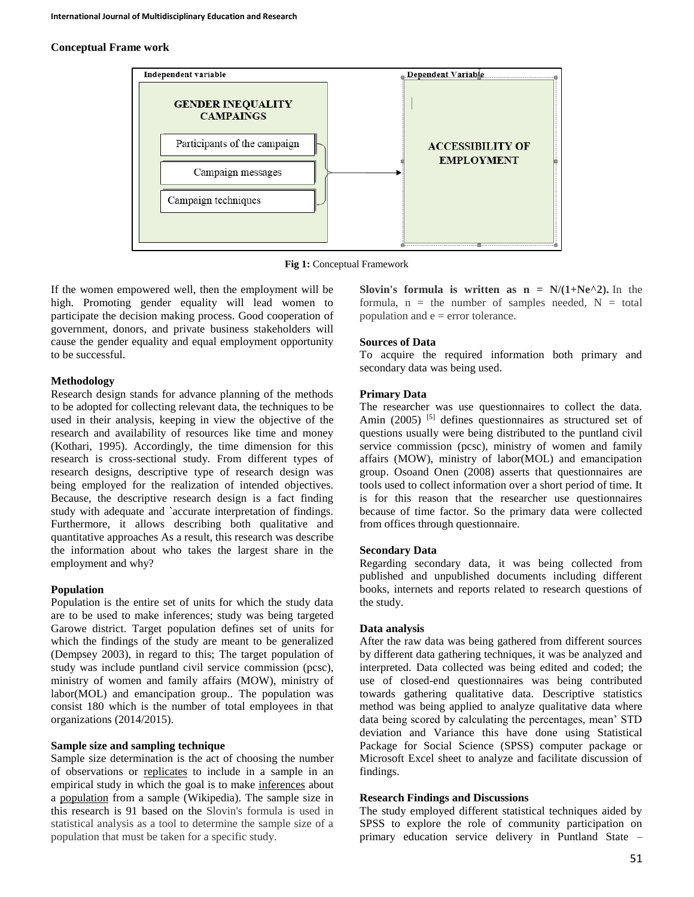**Conceptual Frame work**

| Independent variable | Dependent Variable |
| --- | --- |
| GENDER INEQUALITY CAMPAINGS | ACCESSIBILITY OF EMPLOYMENT |
| Participants of the campaign | |
| Campaign messages | |
| Campaign techniques | |

**Fig 1:** Conceptual Framework

If the women empowered well, then the employment will be high. Promoting gender equality will lead women to participate the decision making process. Good cooperation of government, donors, and private business stakeholders will cause the gender equality and equal employment opportunity to be successful.

**Methodology**

Research design stands for advance planning of the methods to be adopted for collecting relevant data, the techniques to be used in their analysis, keeping in view the objective of the research and availability of resources like time and money (Kothari, 1995). Accordingly, the time dimension for this research is cross-sectional study. From different types of research designs, descriptive type of research design was being employed for the realization of intended objectives. Because, the descriptive research design is a fact finding study with adequate and `accurate interpretation of findings. Furthermore, it allows describing both qualitative and quantitative approaches As a result, this research was describe the information about who takes the largest share in the employment and why?

**Population**

Population is the entire set of units for which the study data are to be used to make inferences; study was being targeted Garowe district. Target population defines set of units for which the findings of the study are meant to be generalized (Dempsey 2003), in regard to this; The target population of study was include puntland civil service commission (pcsc), ministry of women and family affairs (MOW), ministry of labor(MOL) and emancipation group.. The population was consist 180 which is the number of total employees in that organizations (2014/2015).

**Sample size and sampling technique**

Sample size determination is the act of choosing the number of observations or replicates to include in a sample in an empirical study in which the goal is to make inferences about a population from a sample (Wikipedia). The sample size in this research is 91 based on the Slovin's formula is used in statistical analysis as a tool to determine the sample size of a population that must be taken for a specific study.

**Slovin's formula is written as $n = N/(1+Ne^2)$.** In the formula, n = the number of samples needed, N = total population and e = error tolerance.

**Sources of Data**

To acquire the required information both primary and secondary data was being used.

**Primary Data**

The researcher was use questionnaires to collect the data. Amin (2005) [5] defines questionnaires as structured set of questions usually were being distributed to the puntland civil service commission (pcsc), ministry of women and family affairs (MOW), ministry of labor(MOL) and emancipation group. Osoand Onen (2008) asserts that questionnaires are tools used to collect information over a short period of time. It is for this reason that the researcher use questionnaires because of time factor. So the primary data were collected from offices through questionnaire.

**Secondary Data**

Regarding secondary data, it was being collected from published and unpublished documents including different books, internets and reports related to research questions of the study.

**Data analysis**

After the raw data was being gathered from different sources by different data gathering techniques, it was be analyzed and interpreted. Data collected was being edited and coded; the use of closed-end questionnaires was being contributed towards gathering qualitative data. Descriptive statistics method was being applied to analyze qualitative data where data being scored by calculating the percentages, mean' STD deviation and Variance this have done using Statistical Package for Social Science (SPSS) computer package or Microsoft Excel sheet to analyze and facilitate discussion of findings.

**Research Findings and Discussions**

The study employed different statistical techniques aided by SPSS to explore the role of community participation on primary education service delivery in Puntland State –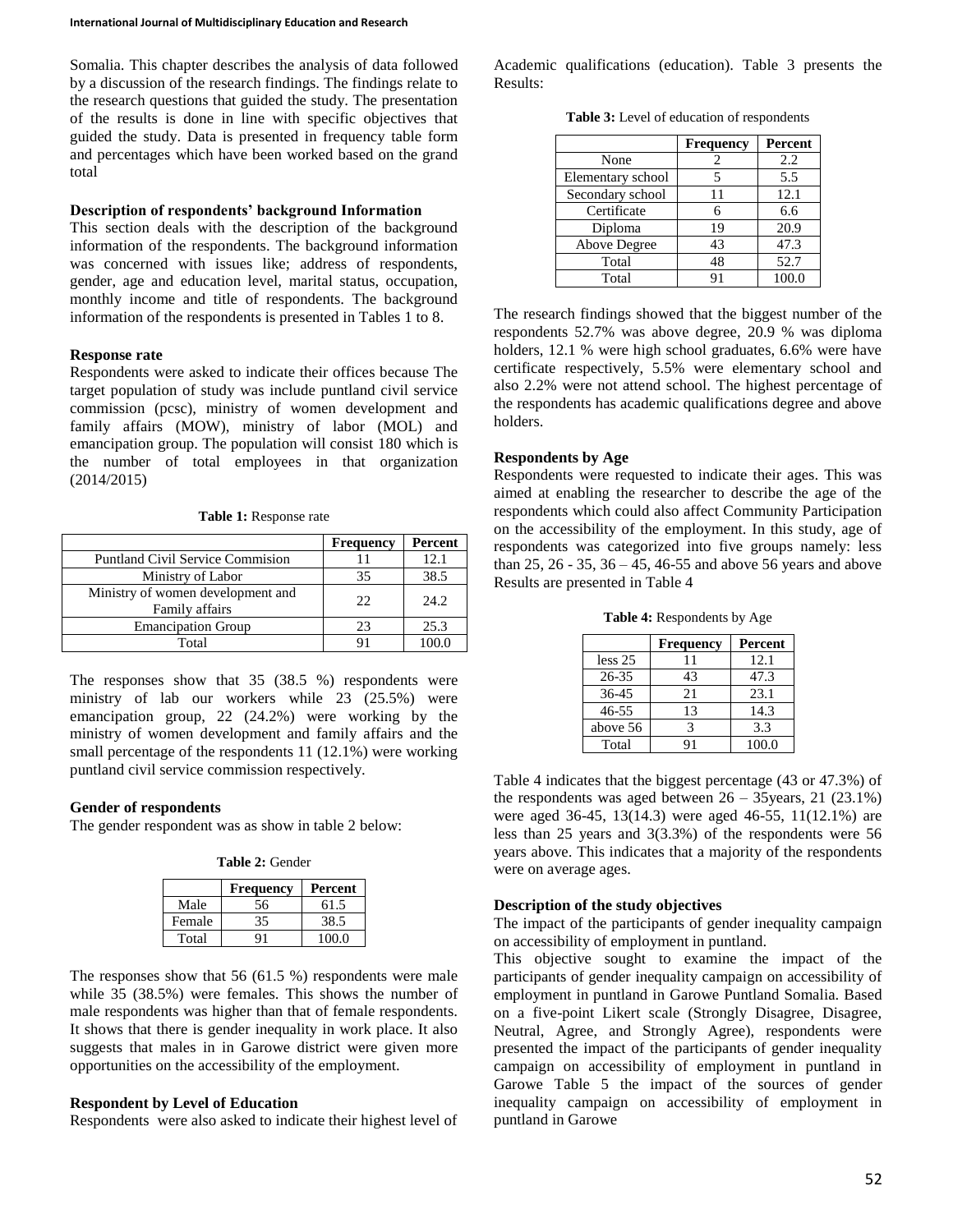Somalia. This chapter describes the analysis of data followed by a discussion of the research findings. The findings relate to the research questions that guided the study. The presentation of the results is done in line with specific objectives that guided the study. Data is presented in frequency table form and percentages which have been worked based on the grand total

### Description of respondents' background Information

This section deals with the description of the background information of the respondents. The background information was concerned with issues like; address of respondents, gender, age and education level, marital status, occupation, monthly income and title of respondents. The background information of the respondents is presented in Tables 1 to 8.

### Response rate

Respondents were asked to indicate their offices because The target population of study was include puntland civil service commission (pcsc), ministry of women development and family affairs (MOW), ministry of labor (MOL) and emancipation group. The population will consist 180 which is the number of total employees in that organization (2014/2015)

**Table 1:** Response rate

| | Frequency | Percent |
|---|---|---|
| Puntland Civil Service Commision | 11 | 12.1 |
| Ministry of Labor | 35 | 38.5 |
| Ministry of women development and Family affairs | 22 | 24.2 |
| Emancipation Group | 23 | 25.3 |
| Total | 91 | 100.0 |

The responses show that 35 (38.5 %) respondents were ministry of lab our workers while 23 (25.5%) were emancipation group, 22 (24.2%) were working by the ministry of women development and family affairs and the small percentage of the respondents 11 (12.1%) were working puntland civil service commission respectively.

### Gender of respondents

The gender respondent was as show in table 2 below:

**Table 2:** Gender

| | Frequency | Percent |
|---|---|---|
| Male | 56 | 61.5 |
| Female | 35 | 38.5 |
| Total | 91 | 100.0 |

The responses show that 56 (61.5 %) respondents were male while 35 (38.5%) were females. This shows the number of male respondents was higher than that of female respondents. It shows that there is gender inequality in work place. It also suggests that males in in Garowe district were given more opportunities on the accessibility of the employment.

### Respondent by Level of Education

Respondents were also asked to indicate their highest level of Academic qualifications (education). Table 3 presents the Results:

**Table 3:** Level of education of respondents

| | Frequency | Percent |
|---|---|---|
| None | 2 | 2.2 |
| Elementary school | 5 | 5.5 |
| Secondary school | 11 | 12.1 |
| Certificate | 6 | 6.6 |
| Diploma | 19 | 20.9 |
| Above Degree | 43 | 47.3 |
| Total | 48 | 52.7 |
| Total | 91 | 100.0 |

The research findings showed that the biggest number of the respondents 52.7% was above degree, 20.9 % was diploma holders, 12.1 % were high school graduates, 6.6% were have certificate respectively, 5.5% were elementary school and also 2.2% were not attend school. The highest percentage of the respondents has academic qualifications degree and above holders.

### Respondents by Age

Respondents were requested to indicate their ages. This was aimed at enabling the researcher to describe the age of the respondents which could also affect Community Participation on the accessibility of the employment. In this study, age of respondents was categorized into five groups namely: less than 25, 26 - 35, 36 – 45, 46-55 and above 56 years and above Results are presented in Table 4

**Table 4:** Respondents by Age

| | Frequency | Percent |
|---|---|---|
| less 25 | 11 | 12.1 |
| 26-35 | 43 | 47.3 |
| 36-45 | 21 | 23.1 |
| 46-55 | 13 | 14.3 |
| above 56 | 3 | 3.3 |
| Total | 91 | 100.0 |

Table 4 indicates that the biggest percentage (43 or 47.3%) of the respondents was aged between 26 – 35years, 21 (23.1%) were aged 36-45, 13(14.3) were aged 46-55, 11(12.1%) are less than 25 years and 3(3.3%) of the respondents were 56 years above. This indicates that a majority of the respondents were on average ages.

### Description of the study objectives

The impact of the participants of gender inequality campaign on accessibility of employment in puntland.

This objective sought to examine the impact of the participants of gender inequality campaign on accessibility of employment in puntland in Garowe Puntland Somalia. Based on a five-point Likert scale (Strongly Disagree, Disagree, Neutral, Agree, and Strongly Agree), respondents were presented the impact of the participants of gender inequality campaign on accessibility of employment in puntland in Garowe Table 5 the impact of the sources of gender inequality campaign on accessibility of employment in puntland in Garowe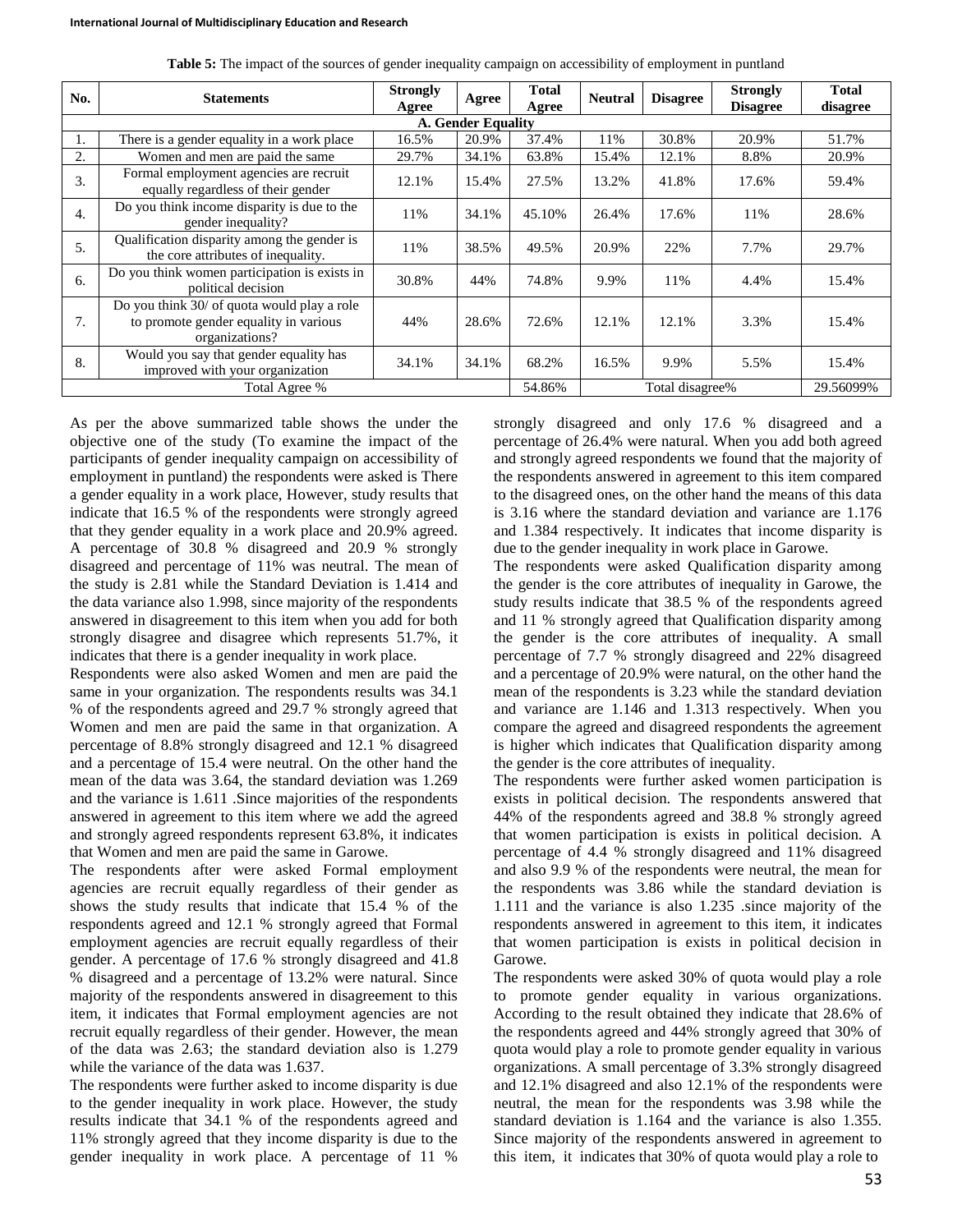**Table 5:** The impact of the sources of gender inequality campaign on accessibility of employment in puntland

| No. | Statements | Strongly Agree | Agree | Total Agree | Neutral | Disagree | Strongly Disagree | Total disagree |
|---|---|---|---|---|---|---|---|---|
| **A. Gender Equality** | | | | | | | | |
| 1. | There is a gender equality in a work place | 16.5% | 20.9% | 37.4% | 11% | 30.8% | 20.9% | 51.7% |
| 2. | Women and men are paid the same | 29.7% | 34.1% | 63.8% | 15.4% | 12.1% | 8.8% | 20.9% |
| 3. | Formal employment agencies are recruit equally regardless of their gender | 12.1% | 15.4% | 27.5% | 13.2% | 41.8% | 17.6% | 59.4% |
| 4. | Do you think income disparity is due to the gender inequality? | 11% | 34.1% | 45.10% | 26.4% | 17.6% | 11% | 28.6% |
| 5. | Qualification disparity among the gender is the core attributes of inequality. | 11% | 38.5% | 49.5% | 20.9% | 22% | 7.7% | 29.7% |
| 6. | Do you think women participation is exists in political decision | 30.8% | 44% | 74.8% | 9.9% | 11% | 4.4% | 15.4% |
| 7. | Do you think 30/ of quota would play a role to promote gender equality in various organizations? | 44% | 28.6% | 72.6% | 12.1% | 12.1% | 3.3% | 15.4% |
| 8. | Would you say that gender equality has improved with your organization | 34.1% | 34.1% | 68.2% | 16.5% | 9.9% | 5.5% | 15.4% |
| Total Agree % | | | | 54.86% | Total disagree% | | | 29.56099% |

As per the above summarized table shows the under the objective one of the study (To examine the impact of the participants of gender inequality campaign on accessibility of employment in puntland) the respondents were asked is There a gender equality in a work place, However, study results that indicate that 16.5 % of the respondents were strongly agreed that they gender equality in a work place and 20.9% agreed. A percentage of 30.8 % disagreed and 20.9 % strongly disagreed and percentage of 11% was neutral. The mean of the study is 2.81 while the Standard Deviation is 1.414 and the data variance also 1.998, since majority of the respondents answered in disagreement to this item when you add for both strongly disagree and disagree which represents 51.7%, it indicates that there is a gender inequality in work place.

Respondents were also asked Women and men are paid the same in your organization. The respondents results was 34.1 % of the respondents agreed and 29.7 % strongly agreed that Women and men are paid the same in that organization. A percentage of 8.8% strongly disagreed and 12.1 % disagreed and a percentage of 15.4 were neutral. On the other hand the mean of the data was 3.64, the standard deviation was 1.269 and the variance is 1.611 .Since majorities of the respondents answered in agreement to this item where we add the agreed and strongly agreed respondents represent 63.8%, it indicates that Women and men are paid the same in Garowe.

The respondents after were asked Formal employment agencies are recruit equally regardless of their gender as shows the study results that indicate that 15.4 % of the respondents agreed and 12.1 % strongly agreed that Formal employment agencies are recruit equally regardless of their gender. A percentage of 17.6 % strongly disagreed and 41.8 % disagreed and a percentage of 13.2% were natural. Since majority of the respondents answered in disagreement to this item, it indicates that Formal employment agencies are not recruit equally regardless of their gender. However, the mean of the data was 2.63; the standard deviation also is 1.279 while the variance of the data was 1.637.

The respondents were further asked to income disparity is due to the gender inequality in work place. However, the study results indicate that 34.1 % of the respondents agreed and 11% strongly agreed that they income disparity is due to the gender inequality in work place. A percentage of 11 % strongly disagreed and only 17.6 % disagreed and a percentage of 26.4% were natural. When you add both agreed and strongly agreed respondents we found that the majority of the respondents answered in agreement to this item compared to the disagreed ones, on the other hand the means of this data is 3.16 where the standard deviation and variance are 1.176 and 1.384 respectively. It indicates that income disparity is due to the gender inequality in work place in Garowe.

The respondents were asked Qualification disparity among the gender is the core attributes of inequality in Garowe, the study results indicate that 38.5 % of the respondents agreed and 11 % strongly agreed that Qualification disparity among the gender is the core attributes of inequality. A small percentage of 7.7 % strongly disagreed and 22% disagreed and a percentage of 20.9% were natural, on the other hand the mean of the respondents is 3.23 while the standard deviation and variance are 1.146 and 1.313 respectively. When you compare the agreed and disagreed respondents the agreement is higher which indicates that Qualification disparity among the gender is the core attributes of inequality.

The respondents were further asked women participation is exists in political decision. The respondents answered that 44% of the respondents agreed and 38.8 % strongly agreed that women participation is exists in political decision. A percentage of 4.4 % strongly disagreed and 11% disagreed and also 9.9 % of the respondents were neutral, the mean for the respondents was 3.86 while the standard deviation is 1.111 and the variance is also 1.235 .since majority of the respondents answered in agreement to this item, it indicates that women participation is exists in political decision in Garowe.

The respondents were asked 30% of quota would play a role to promote gender equality in various organizations. According to the result obtained they indicate that 28.6% of the respondents agreed and 44% strongly agreed that 30% of quota would play a role to promote gender equality in various organizations. A small percentage of 3.3% strongly disagreed and 12.1% disagreed and also 12.1% of the respondents were neutral, the mean for the respondents was 3.98 while the standard deviation is 1.164 and the variance is also 1.355. Since majority of the respondents answered in agreement to this item, it indicates that 30% of quota would play a role to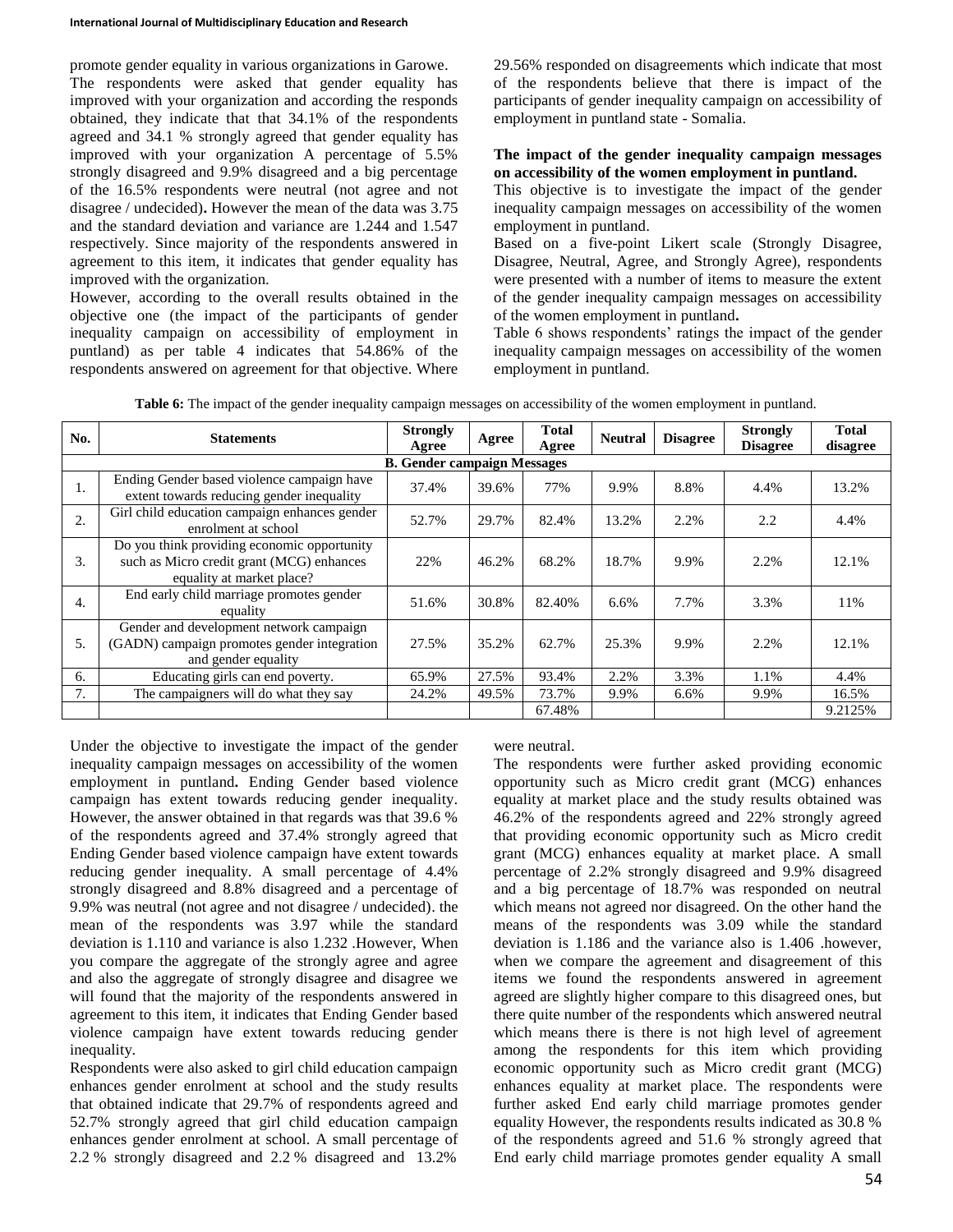promote gender equality in various organizations in Garowe.

The respondents were asked that gender equality has improved with your organization and according the responds obtained, they indicate that that 34.1% of the respondents agreed and 34.1 % strongly agreed that gender equality has improved with your organization A percentage of 5.5% strongly disagreed and 9.9% disagreed and a big percentage of the 16.5% respondents were neutral (not agree and not disagree / undecided)**.** However the mean of the data was 3.75 and the standard deviation and variance are 1.244 and 1.547 respectively. Since majority of the respondents answered in agreement to this item, it indicates that gender equality has improved with the organization.

However, according to the overall results obtained in the objective one (the impact of the participants of gender inequality campaign on accessibility of employment in puntland) as per table 4 indicates that 54.86% of the respondents answered on agreement for that objective. Where 29.56% responded on disagreements which indicate that most of the respondents believe that there is impact of the participants of gender inequality campaign on accessibility of employment in puntland state - Somalia.

**The impact of the gender inequality campaign messages on accessibility of the women employment in puntland.**

This objective is to investigate the impact of the gender inequality campaign messages on accessibility of the women employment in puntland.

Based on a five-point Likert scale (Strongly Disagree, Disagree, Neutral, Agree, and Strongly Agree), respondents were presented with a number of items to measure the extent of the gender inequality campaign messages on accessibility of the women employment in puntland**.**

Table 6 shows respondents' ratings the impact of the gender inequality campaign messages on accessibility of the women employment in puntland.

**Table 6:** The impact of the gender inequality campaign messages on accessibility of the women employment in puntland.

| No. | Statements | Strongly Agree | Agree | Total Agree | Neutral | Disagree | Strongly Disagree | Total disagree |
|---|---|---|---|---|---|---|---|---|
| | **B. Gender campaign Messages** | | | | | | | |
| 1. | Ending Gender based violence campaign have extent towards reducing gender inequality | 37.4% | 39.6% | 77% | 9.9% | 8.8% | 4.4% | 13.2% |
| 2. | Girl child education campaign enhances gender enrolment at school | 52.7% | 29.7% | 82.4% | 13.2% | 2.2% | 2.2 | 4.4% |
| 3. | Do you think providing economic opportunity such as Micro credit grant (MCG) enhances equality at market place? | 22% | 46.2% | 68.2% | 18.7% | 9.9% | 2.2% | 12.1% |
| 4. | End early child marriage promotes gender equality | 51.6% | 30.8% | 82.40% | 6.6% | 7.7% | 3.3% | 11% |
| 5. | Gender and development network campaign (GADN) campaign promotes gender integration and gender equality | 27.5% | 35.2% | 62.7% | 25.3% | 9.9% | 2.2% | 12.1% |
| 6. | Educating girls can end poverty. | 65.9% | 27.5% | 93.4% | 2.2% | 3.3% | 1.1% | 4.4% |
| 7. | The campaigners will do what they say | 24.2% | 49.5% | 73.7% | 9.9% | 6.6% | 9.9% | 16.5% |
| | | | | 67.48% | | | | 9.2125% |

Under the objective to investigate the impact of the gender inequality campaign messages on accessibility of the women employment in puntland**.** Ending Gender based violence campaign has extent towards reducing gender inequality. However, the answer obtained in that regards was that 39.6 % of the respondents agreed and 37.4% strongly agreed that Ending Gender based violence campaign have extent towards reducing gender inequality. A small percentage of 4.4% strongly disagreed and 8.8% disagreed and a percentage of 9.9% was neutral (not agree and not disagree / undecided). the mean of the respondents was 3.97 while the standard deviation is 1.110 and variance is also 1.232 .However, When you compare the aggregate of the strongly agree and agree and also the aggregate of strongly disagree and disagree we will found that the majority of the respondents answered in agreement to this item, it indicates that Ending Gender based violence campaign have extent towards reducing gender inequality.

Respondents were also asked to girl child education campaign enhances gender enrolment at school and the study results that obtained indicate that 29.7% of respondents agreed and 52.7% strongly agreed that girl child education campaign enhances gender enrolment at school. A small percentage of 2.2 % strongly disagreed and 2.2 % disagreed and 13.2% were neutral.

The respondents were further asked providing economic opportunity such as Micro credit grant (MCG) enhances equality at market place and the study results obtained was 46.2% of the respondents agreed and 22% strongly agreed that providing economic opportunity such as Micro credit grant (MCG) enhances equality at market place. A small percentage of 2.2% strongly disagreed and 9.9% disagreed and a big percentage of 18.7% was responded on neutral which means not agreed nor disagreed. On the other hand the means of the respondents was 3.09 while the standard deviation is 1.186 and the variance also is 1.406 .however, when we compare the agreement and disagreement of this items we found the respondents answered in agreement agreed are slightly higher compare to this disagreed ones, but there quite number of the respondents which answered neutral which means there is there is not high level of agreement among the respondents for this item which providing economic opportunity such as Micro credit grant (MCG) enhances equality at market place. The respondents were further asked End early child marriage promotes gender equality However, the respondents results indicated as 30.8 % of the respondents agreed and 51.6 % strongly agreed that End early child marriage promotes gender equality A small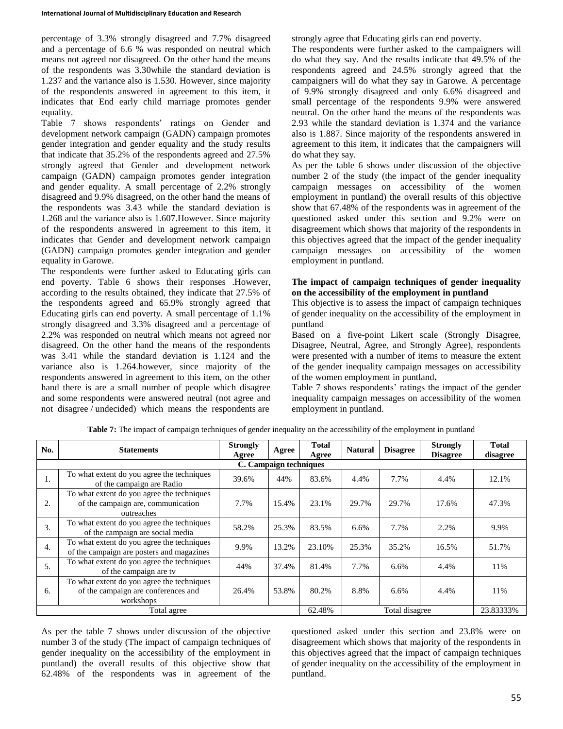percentage of 3.3% strongly disagreed and 7.7% disagreed and a percentage of 6.6 % was responded on neutral which means not agreed nor disagreed. On the other hand the means of the respondents was 3.30while the standard deviation is 1.237 and the variance also is 1.530. However, since majority of the respondents answered in agreement to this item, it indicates that End early child marriage promotes gender equality.

Table 7 shows respondents' ratings on Gender and development network campaign (GADN) campaign promotes gender integration and gender equality and the study results that indicate that 35.2% of the respondents agreed and 27.5% strongly agreed that Gender and development network campaign (GADN) campaign promotes gender integration and gender equality. A small percentage of 2.2% strongly disagreed and 9.9% disagreed, on the other hand the means of the respondents was 3.43 while the standard deviation is 1.268 and the variance also is 1.607.However. Since majority of the respondents answered in agreement to this item, it indicates that Gender and development network campaign (GADN) campaign promotes gender integration and gender equality in Garowe.

The respondents were further asked to Educating girls can end poverty. Table 6 shows their responses .However, according to the results obtained, they indicate that 27.5% of the respondents agreed and 65.9% strongly agreed that Educating girls can end poverty. A small percentage of 1.1% strongly disagreed and 3.3% disagreed and a percentage of 2.2% was responded on neutral which means not agreed nor disagreed. On the other hand the means of the respondents was 3.41 while the standard deviation is 1.124 and the variance also is 1.264.however, since majority of the respondents answered in agreement to this item, on the other hand there is are a small number of people which disagree and some respondents were answered neutral (not agree and not disagree / undecided) which means the respondents are strongly agree that Educating girls can end poverty.

The respondents were further asked to the campaigners will do what they say. And the results indicate that 49.5% of the respondents agreed and 24.5% strongly agreed that the campaigners will do what they say in Garowe. A percentage of 9.9% strongly disagreed and only 6.6% disagreed and small percentage of the respondents 9.9% were answered neutral. On the other hand the means of the respondents was 2.93 while the standard deviation is 1.374 and the variance also is 1.887. Since majority of the respondents answered in agreement to this item, it indicates that the campaigners will do what they say.

As per the table 6 shows under discussion of the objective number 2 of the study (the impact of the gender inequality campaign messages on accessibility of the women employment in puntland) the overall results of this objective show that 67.48% of the respondents was in agreement of the questioned asked under this section and 9.2% were on disagreement which shows that majority of the respondents in this objectives agreed that the impact of the gender inequality campaign messages on accessibility of the women employment in puntland.

**The impact of campaign techniques of gender inequality on the accessibility of the employment in puntland**

This objective is to assess the impact of campaign techniques of gender inequality on the accessibility of the employment in puntland

Based on a five-point Likert scale (Strongly Disagree, Disagree, Neutral, Agree, and Strongly Agree), respondents were presented with a number of items to measure the extent of the gender inequality campaign messages on accessibility of the women employment in puntland**.**

Table 7 shows respondents' ratings the impact of the gender inequality campaign messages on accessibility of the women employment in puntland.

**Table 7:** The impact of campaign techniques of gender inequality on the accessibility of the employment in puntland

| No. | Statements | Strongly Agree | Agree | Total Agree | Natural | Disagree | Strongly Disagree | Total disagree |
|---|---|---|---|---|---|---|---|---|
| | | | **C. Campaign techniques** | | | | | |
| 1. | To what extent do you agree the techniques of the campaign are Radio | 39.6% | 44% | 83.6% | 4.4% | 7.7% | 4.4% | 12.1% |
| 2. | To what extent do you agree the techniques of the campaign are, communication outreaches | 7.7% | 15.4% | 23.1% | 29.7% | 29.7% | 17.6% | 47.3% |
| 3. | To what extent do you agree the techniques of the campaign are social media | 58.2% | 25.3% | 83.5% | 6.6% | 7.7% | 2.2% | 9.9% |
| 4. | To what extent do you agree the techniques of the campaign are posters and magazines | 9.9% | 13.2% | 23.10% | 25.3% | 35.2% | 16.5% | 51.7% |
| 5. | To what extent do you agree the techniques of the campaign are tv | 44% | 37.4% | 81.4% | 7.7% | 6.6% | 4.4% | 11% |
| 6. | To what extent do you agree the techniques of the campaign are conferences and workshops | 26.4% | 53.8% | 80.2% | 8.8% | 6.6% | 4.4% | 11% |
| | Total agree | | | 62.48% | | Total disagree | | 23.83333% |

As per the table 7 shows under discussion of the objective number 3 of the study (The impact of campaign techniques of gender inequality on the accessibility of the employment in puntland) the overall results of this objective show that 62.48% of the respondents was in agreement of the questioned asked under this section and 23.8% were on disagreement which shows that majority of the respondents in this objectives agreed that the impact of campaign techniques of gender inequality on the accessibility of the employment in puntland.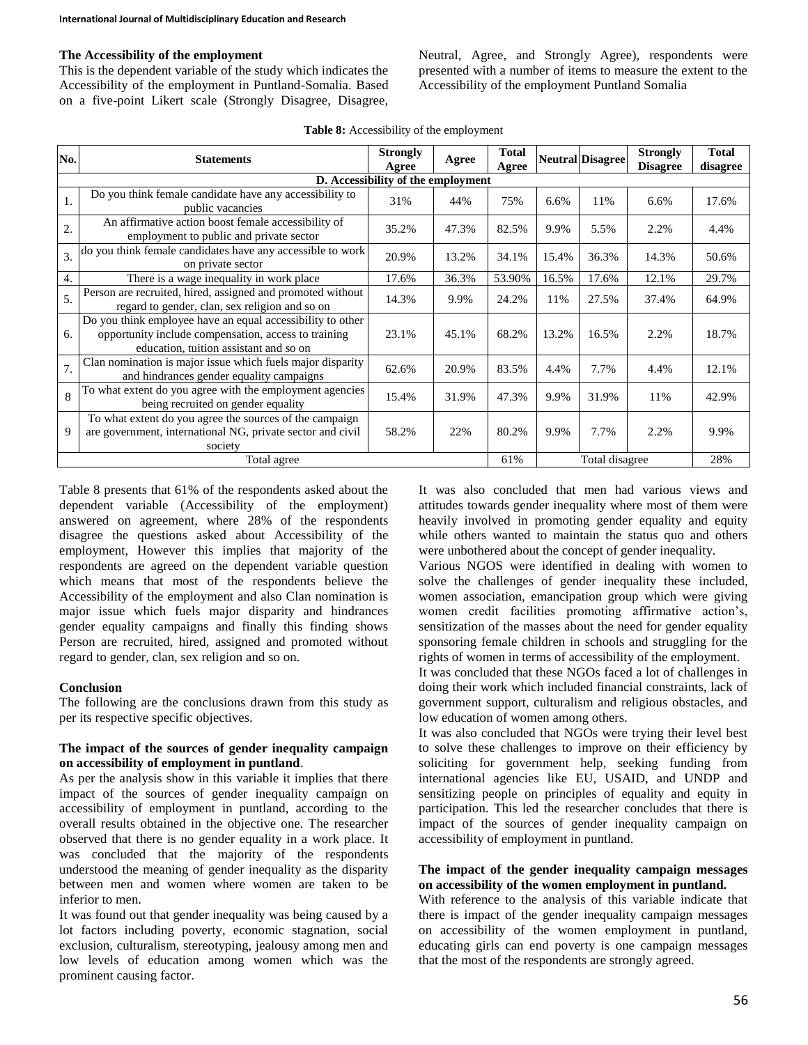### The Accessibility of the employment

This is the dependent variable of the study which indicates the Accessibility of the employment in Puntland-Somalia. Based on a five-point Likert scale (Strongly Disagree, Disagree, Neutral, Agree, and Strongly Agree), respondents were presented with a number of items to measure the extent to the Accessibility of the employment Puntland Somalia

**Table 8:** Accessibility of the employment

| No. | Statements | Strongly Agree | Agree | Total Agree | Neutral | Disagree | Strongly Disagree | Total disagree |
|---|---|---|---|---|---|---|---|---|
| | **D. Accessibility of the employment** | | | | | | | |
| 1. | Do you think female candidate have any accessibility to public vacancies | 31% | 44% | 75% | 6.6% | 11% | 6.6% | 17.6% |
| 2. | An affirmative action boost female accessibility of employment to public and private sector | 35.2% | 47.3% | 82.5% | 9.9% | 5.5% | 2.2% | 4.4% |
| 3. | do you think female candidates have any accessible to work on private sector | 20.9% | 13.2% | 34.1% | 15.4% | 36.3% | 14.3% | 50.6% |
| 4. | There is a wage inequality in work place | 17.6% | 36.3% | 53.90% | 16.5% | 17.6% | 12.1% | 29.7% |
| 5. | Person are recruited, hired, assigned and promoted without regard to gender, clan, sex religion and so on | 14.3% | 9.9% | 24.2% | 11% | 27.5% | 37.4% | 64.9% |
| 6. | Do you think employee have an equal accessibility to other opportunity include compensation, access to training education, tuition assistant and so on | 23.1% | 45.1% | 68.2% | 13.2% | 16.5% | 2.2% | 18.7% |
| 7. | Clan nomination is major issue which fuels major disparity and hindrances gender equality campaigns | 62.6% | 20.9% | 83.5% | 4.4% | 7.7% | 4.4% | 12.1% |
| 8 | To what extent do you agree with the employment agencies being recruited on gender equality | 15.4% | 31.9% | 47.3% | 9.9% | 31.9% | 11% | 42.9% |
| 9 | To what extent do you agree the sources of the campaign are government, international NG, private sector and civil society | 58.2% | 22% | 80.2% | 9.9% | 7.7% | 2.2% | 9.9% |
| | Total agree | | | 61% | Total disagree | | | 28% |

Table 8 presents that 61% of the respondents asked about the dependent variable (Accessibility of the employment) answered on agreement, where 28% of the respondents disagree the questions asked about Accessibility of the employment, However this implies that majority of the respondents are agreed on the dependent variable question which means that most of the respondents believe the Accessibility of the employment and also Clan nomination is major issue which fuels major disparity and hindrances gender equality campaigns and finally this finding shows Person are recruited, hired, assigned and promoted without regard to gender, clan, sex religion and so on.

### Conclusion

The following are the conclusions drawn from this study as per its respective specific objectives.

#### The impact of the sources of gender inequality campaign on accessibility of employment in puntland.

As per the analysis show in this variable it implies that there impact of the sources of gender inequality campaign on accessibility of employment in puntland, according to the overall results obtained in the objective one. The researcher observed that there is no gender equality in a work place. It was concluded that the majority of the respondents understood the meaning of gender inequality as the disparity between men and women where women are taken to be inferior to men.

It was found out that gender inequality was being caused by a lot factors including poverty, economic stagnation, social exclusion, culturalism, stereotyping, jealousy among men and low levels of education among women which was the prominent causing factor.

It was also concluded that men had various views and attitudes towards gender inequality where most of them were heavily involved in promoting gender equality and equity while others wanted to maintain the status quo and others were unbothered about the concept of gender inequality.

Various NGOS were identified in dealing with women to solve the challenges of gender inequality these included, women association, emancipation group which were giving women credit facilities promoting affirmative action's, sensitization of the masses about the need for gender equality sponsoring female children in schools and struggling for the rights of women in terms of accessibility of the employment.

It was concluded that these NGOs faced a lot of challenges in doing their work which included financial constraints, lack of government support, culturalism and religious obstacles, and low education of women among others.

It was also concluded that NGOs were trying their level best to solve these challenges to improve on their efficiency by soliciting for government help, seeking funding from international agencies like EU, USAID, and UNDP and sensitizing people on principles of equality and equity in participation. This led the researcher concludes that there is impact of the sources of gender inequality campaign on accessibility of employment in puntland.

#### The impact of the gender inequality campaign messages on accessibility of the women employment in puntland.

With reference to the analysis of this variable indicate that there is impact of the gender inequality campaign messages on accessibility of the women employment in puntland, educating girls can end poverty is one campaign messages that the most of the respondents are strongly agreed.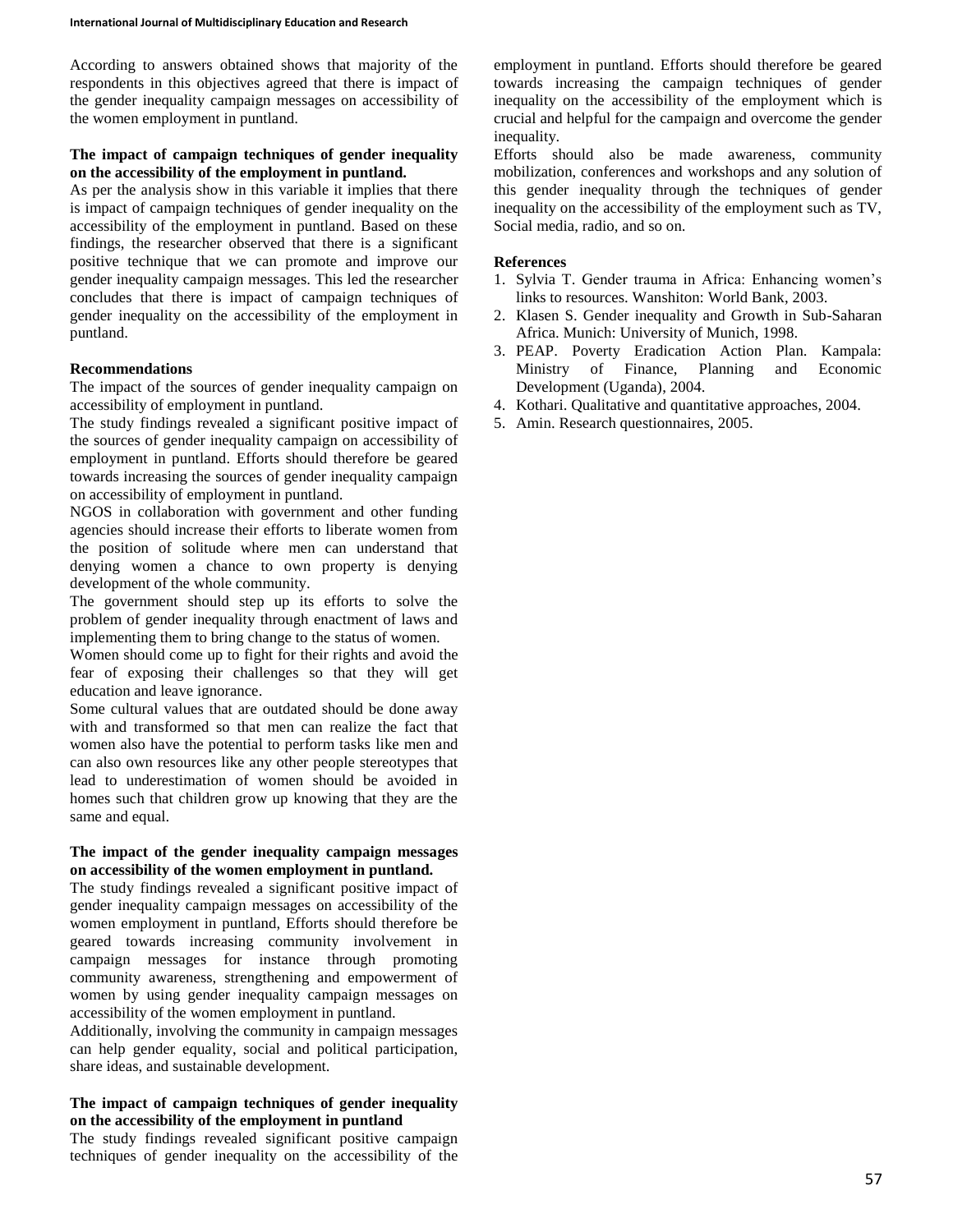According to answers obtained shows that majority of the respondents in this objectives agreed that there is impact of the gender inequality campaign messages on accessibility of the women employment in puntland.

**The impact of campaign techniques of gender inequality on the accessibility of the employment in puntland.**

As per the analysis show in this variable it implies that there is impact of campaign techniques of gender inequality on the accessibility of the employment in puntland. Based on these findings, the researcher observed that there is a significant positive technique that we can promote and improve our gender inequality campaign messages. This led the researcher concludes that there is impact of campaign techniques of gender inequality on the accessibility of the employment in puntland.

**Recommendations**

The impact of the sources of gender inequality campaign on accessibility of employment in puntland.

The study findings revealed a significant positive impact of the sources of gender inequality campaign on accessibility of employment in puntland. Efforts should therefore be geared towards increasing the sources of gender inequality campaign on accessibility of employment in puntland.

NGOS in collaboration with government and other funding agencies should increase their efforts to liberate women from the position of solitude where men can understand that denying women a chance to own property is denying development of the whole community.

The government should step up its efforts to solve the problem of gender inequality through enactment of laws and implementing them to bring change to the status of women.

Women should come up to fight for their rights and avoid the fear of exposing their challenges so that they will get education and leave ignorance.

Some cultural values that are outdated should be done away with and transformed so that men can realize the fact that women also have the potential to perform tasks like men and can also own resources like any other people stereotypes that lead to underestimation of women should be avoided in homes such that children grow up knowing that they are the same and equal.

**The impact of the gender inequality campaign messages on accessibility of the women employment in puntland.**

The study findings revealed a significant positive impact of gender inequality campaign messages on accessibility of the women employment in puntland, Efforts should therefore be geared towards increasing community involvement in campaign messages for instance through promoting community awareness, strengthening and empowerment of women by using gender inequality campaign messages on accessibility of the women employment in puntland.

Additionally, involving the community in campaign messages can help gender equality, social and political participation, share ideas, and sustainable development.

**The impact of campaign techniques of gender inequality on the accessibility of the employment in puntland**

The study findings revealed significant positive campaign techniques of gender inequality on the accessibility of the employment in puntland. Efforts should therefore be geared towards increasing the campaign techniques of gender inequality on the accessibility of the employment which is crucial and helpful for the campaign and overcome the gender inequality.

Efforts should also be made awareness, community mobilization, conferences and workshops and any solution of this gender inequality through the techniques of gender inequality on the accessibility of the employment such as TV, Social media, radio, and so on.

**References**

1. Sylvia T. Gender trauma in Africa: Enhancing women's links to resources. Wanshiton: World Bank, 2003.
2. Klasen S. Gender inequality and Growth in Sub-Saharan Africa. Munich: University of Munich, 1998.
3. PEAP. Poverty Eradication Action Plan. Kampala: Ministry of Finance, Planning and Economic Development (Uganda), 2004.
4. Kothari. Qualitative and quantitative approaches, 2004.
5. Amin. Research questionnaires, 2005.